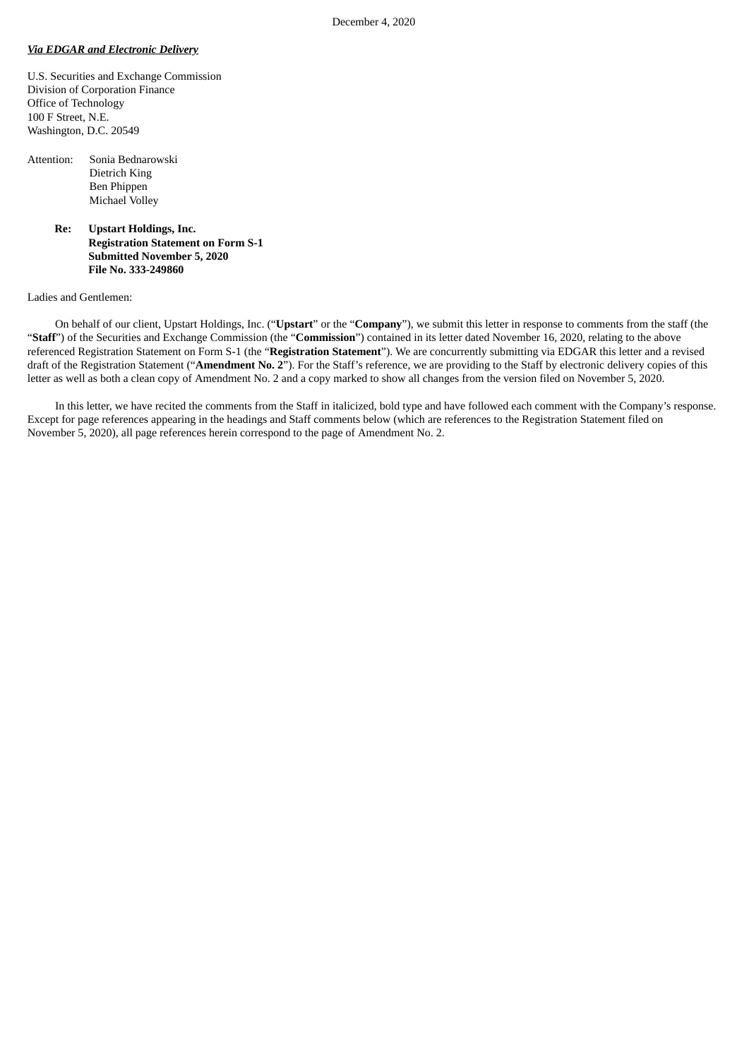December 4, 2020

***Via EDGAR and Electronic Delivery***

U.S. Securities and Exchange Commission
Division of Corporation Finance
Office of Technology
100 F Street, N.E.
Washington, D.C. 20549

Attention: Sonia Bednarowski
Dietrich King
Ben Phippen
Michael Volley

**Re: Upstart Holdings, Inc.**
**Registration Statement on Form S-1**
**Submitted November 5, 2020**
**File No. 333-249860**

Ladies and Gentlemen:

On behalf of our client, Upstart Holdings, Inc. ("**Upstart**" or the "**Company**"), we submit this letter in response to comments from the staff (the "**Staff**") of the Securities and Exchange Commission (the "**Commission**") contained in its letter dated November 16, 2020, relating to the above referenced Registration Statement on Form S-1 (the "**Registration Statement**"). We are concurrently submitting via EDGAR this letter and a revised draft of the Registration Statement ("**Amendment No. 2**"). For the Staff's reference, we are providing to the Staff by electronic delivery copies of this letter as well as both a clean copy of Amendment No. 2 and a copy marked to show all changes from the version filed on November 5, 2020.

In this letter, we have recited the comments from the Staff in italicized, bold type and have followed each comment with the Company's response. Except for page references appearing in the headings and Staff comments below (which are references to the Registration Statement filed on November 5, 2020), all page references herein correspond to the page of Amendment No. 2.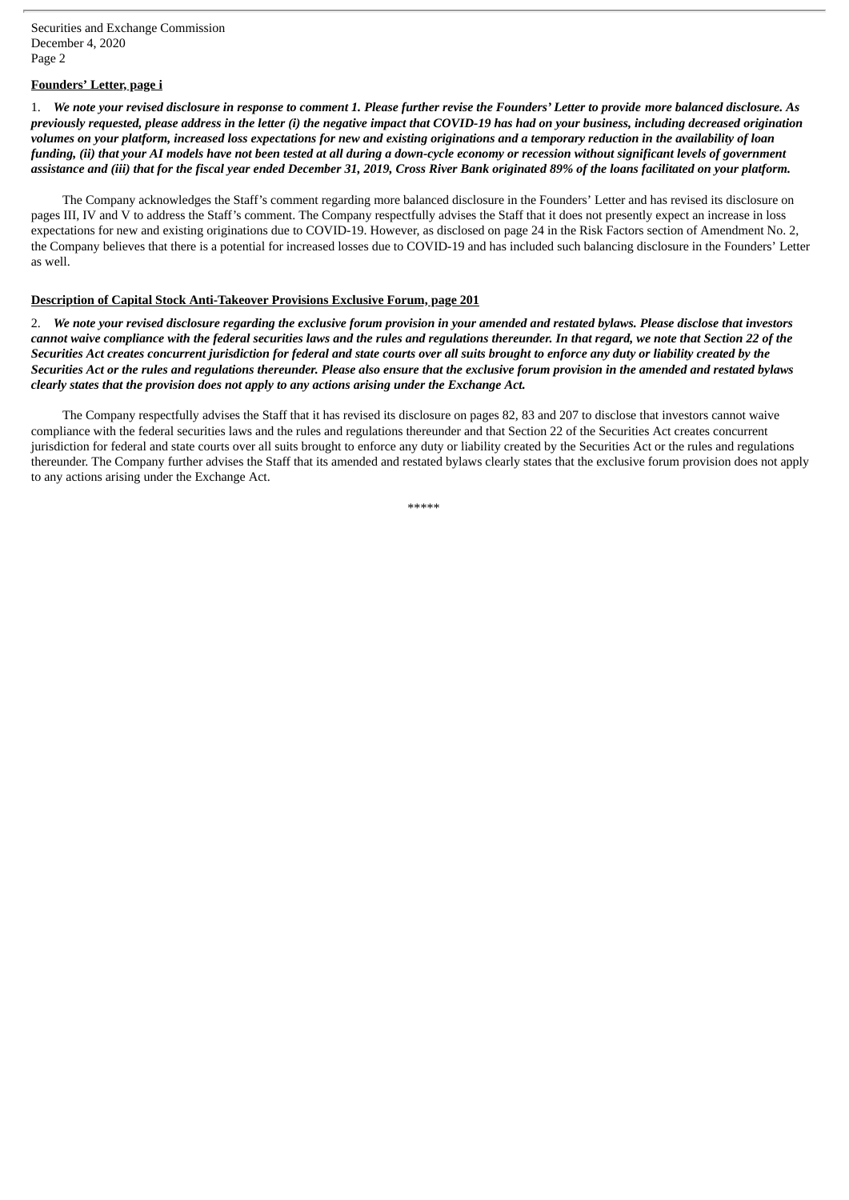**Founders' Letter, page i**

1. ***We note your revised disclosure in response to comment 1. Please further revise the Founders' Letter to provide more balanced disclosure. As previously requested, please address in the letter (i) the negative impact that COVID-19 has had on your business, including decreased origination volumes on your platform, increased loss expectations for new and existing originations and a temporary reduction in the availability of loan funding, (ii) that your AI models have not been tested at all during a down-cycle economy or recession without significant levels of government assistance and (iii) that for the fiscal year ended December 31, 2019, Cross River Bank originated 89% of the loans facilitated on your platform.***

The Company acknowledges the Staff's comment regarding more balanced disclosure in the Founders' Letter and has revised its disclosure on pages III, IV and V to address the Staff's comment. The Company respectfully advises the Staff that it does not presently expect an increase in loss expectations for new and existing originations due to COVID-19. However, as disclosed on page 24 in the Risk Factors section of Amendment No. 2, the Company believes that there is a potential for increased losses due to COVID-19 and has included such balancing disclosure in the Founders' Letter as well.

**Description of Capital Stock Anti-Takeover Provisions Exclusive Forum, page 201**

2. ***We note your revised disclosure regarding the exclusive forum provision in your amended and restated bylaws. Please disclose that investors cannot waive compliance with the federal securities laws and the rules and regulations thereunder. In that regard, we note that Section 22 of the Securities Act creates concurrent jurisdiction for federal and state courts over all suits brought to enforce any duty or liability created by the Securities Act or the rules and regulations thereunder. Please also ensure that the exclusive forum provision in the amended and restated bylaws clearly states that the provision does not apply to any actions arising under the Exchange Act.***

The Company respectfully advises the Staff that it has revised its disclosure on pages 82, 83 and 207 to disclose that investors cannot waive compliance with the federal securities laws and the rules and regulations thereunder and that Section 22 of the Securities Act creates concurrent jurisdiction for federal and state courts over all suits brought to enforce any duty or liability created by the Securities Act or the rules and regulations thereunder. The Company further advises the Staff that its amended and restated bylaws clearly states that the exclusive forum provision does not apply to any actions arising under the Exchange Act.

*****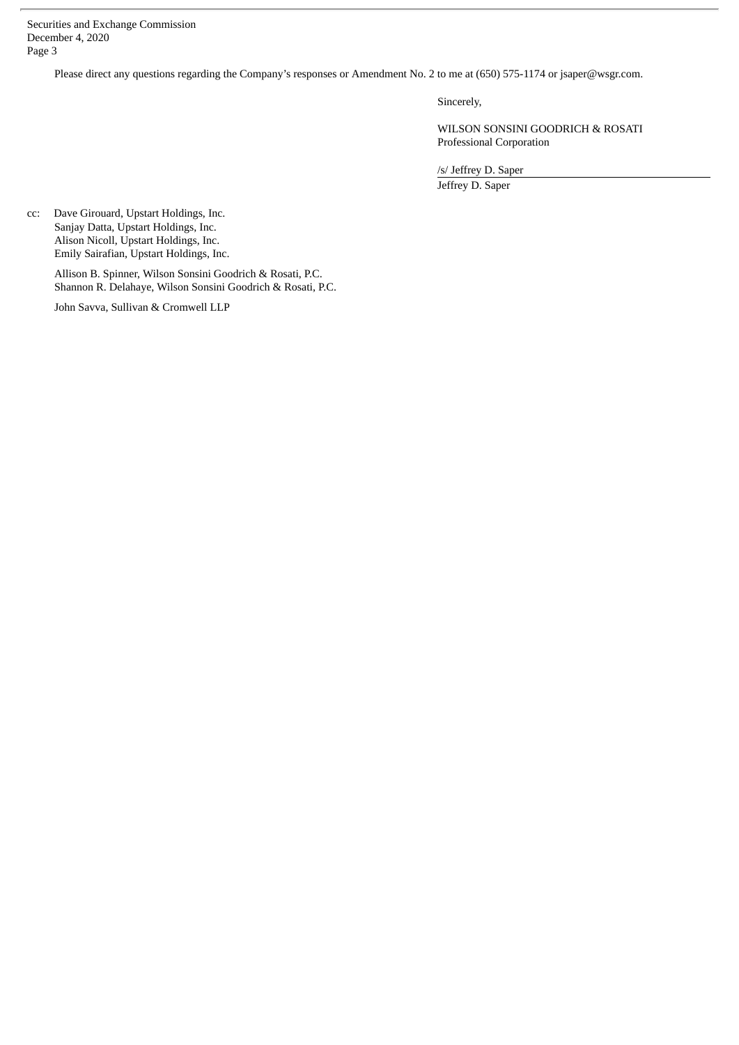Please direct any questions regarding the Company's responses or Amendment No. 2 to me at (650) 575-1174 or jsaper@wsgr.com.

Sincerely,

WILSON SONSINI GOODRICH & ROSATI
Professional Corporation

/s/ Jeffrey D. Saper

Jeffrey D. Saper

cc: Dave Girouard, Upstart Holdings, Inc.
Sanjay Datta, Upstart Holdings, Inc.
Alison Nicoll, Upstart Holdings, Inc.
Emily Sairafian, Upstart Holdings, Inc.

Allison B. Spinner, Wilson Sonsini Goodrich & Rosati, P.C.
Shannon R. Delahaye, Wilson Sonsini Goodrich & Rosati, P.C.

John Savva, Sullivan & Cromwell LLP